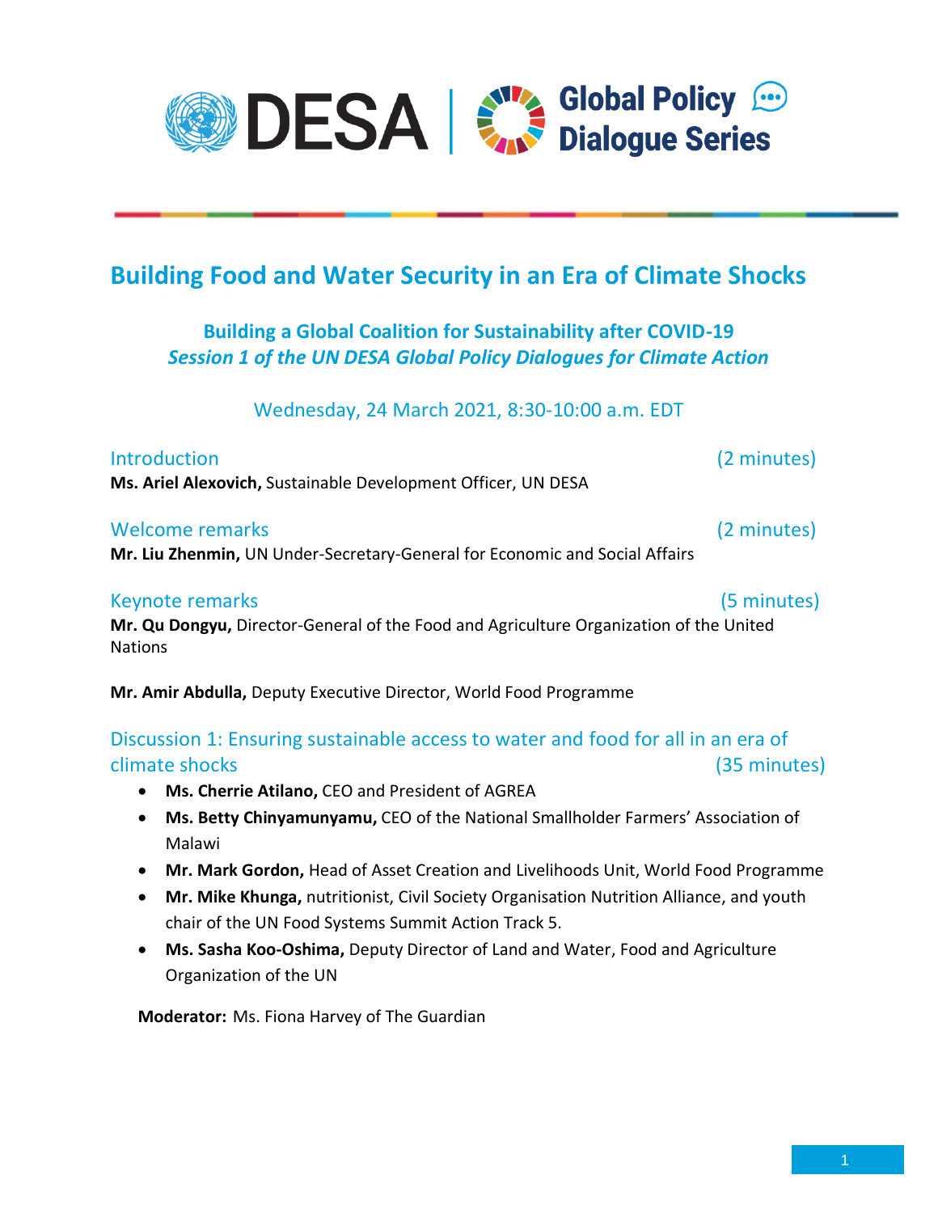DESA | Global Policy Dialogue Series

# Building Food and Water Security in an Era of Climate Shocks

## Building a Global Coalition for Sustainability after COVID-19

### *Session 1 of the UN DESA Global Policy Dialogues for Climate Action*

Wednesday, 24 March 2021, 8:30-10:00 a.m. EDT

### Introduction (2 minutes)

**Ms. Ariel Alexovich,** Sustainable Development Officer, UN DESA

### Welcome remarks (2 minutes)

**Mr. Liu Zhenmin,** UN Under-Secretary-General for Economic and Social Affairs

### Keynote remarks (5 minutes)

**Mr. Qu Dongyu,** Director-General of the Food and Agriculture Organization of the United Nations

**Mr. Amir Abdulla,** Deputy Executive Director, World Food Programme

### Discussion 1: Ensuring sustainable access to water and food for all in an era of climate shocks (35 minutes)

- **Ms. Cherrie Atilano,** CEO and President of AGREA
- **Ms. Betty Chinyamunyamu,** CEO of the National Smallholder Farmers' Association of Malawi
- **Mr. Mark Gordon,** Head of Asset Creation and Livelihoods Unit, World Food Programme
- **Mr. Mike Khunga,** nutritionist, Civil Society Organisation Nutrition Alliance, and youth chair of the UN Food Systems Summit Action Track 5.
- **Ms. Sasha Koo-Oshima,** Deputy Director of Land and Water, Food and Agriculture Organization of the UN

**Moderator:** Ms. Fiona Harvey of The Guardian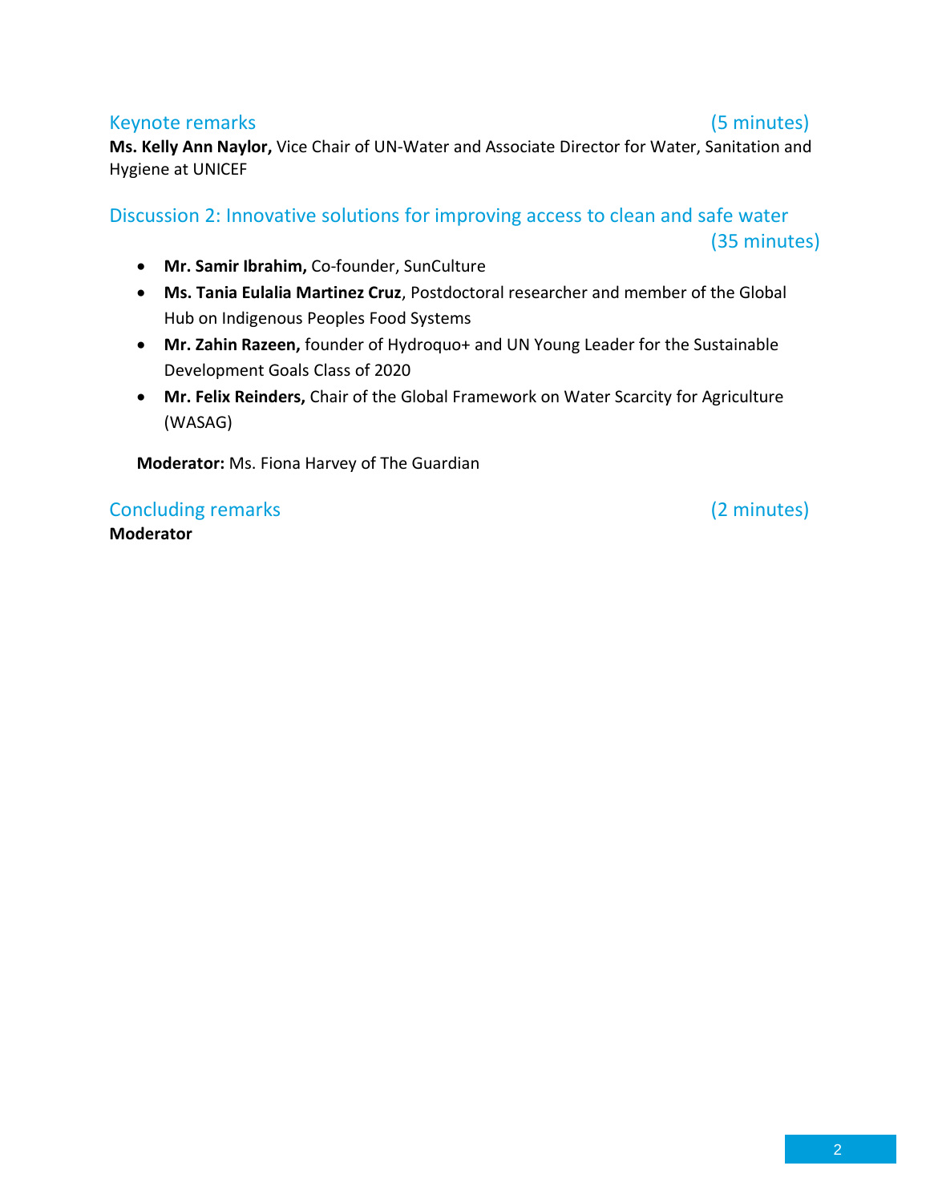## Keynote remarks (5 minutes)

**Ms. Kelly Ann Naylor,** Vice Chair of UN-Water and Associate Director for Water, Sanitation and Hygiene at UNICEF

## Discussion 2: Innovative solutions for improving access to clean and safe water (35 minutes)

- **Mr. Samir Ibrahim,** Co-founder, SunCulture
- **Ms. Tania Eulalia Martinez Cruz**, Postdoctoral researcher and member of the Global Hub on Indigenous Peoples Food Systems
- **Mr. Zahin Razeen,** founder of Hydroquo+ and UN Young Leader for the Sustainable Development Goals Class of 2020
- **Mr. Felix Reinders,** Chair of the Global Framework on Water Scarcity for Agriculture (WASAG)

**Moderator:** Ms. Fiona Harvey of The Guardian

## Concluding remarks (2 minutes)

**Moderator**